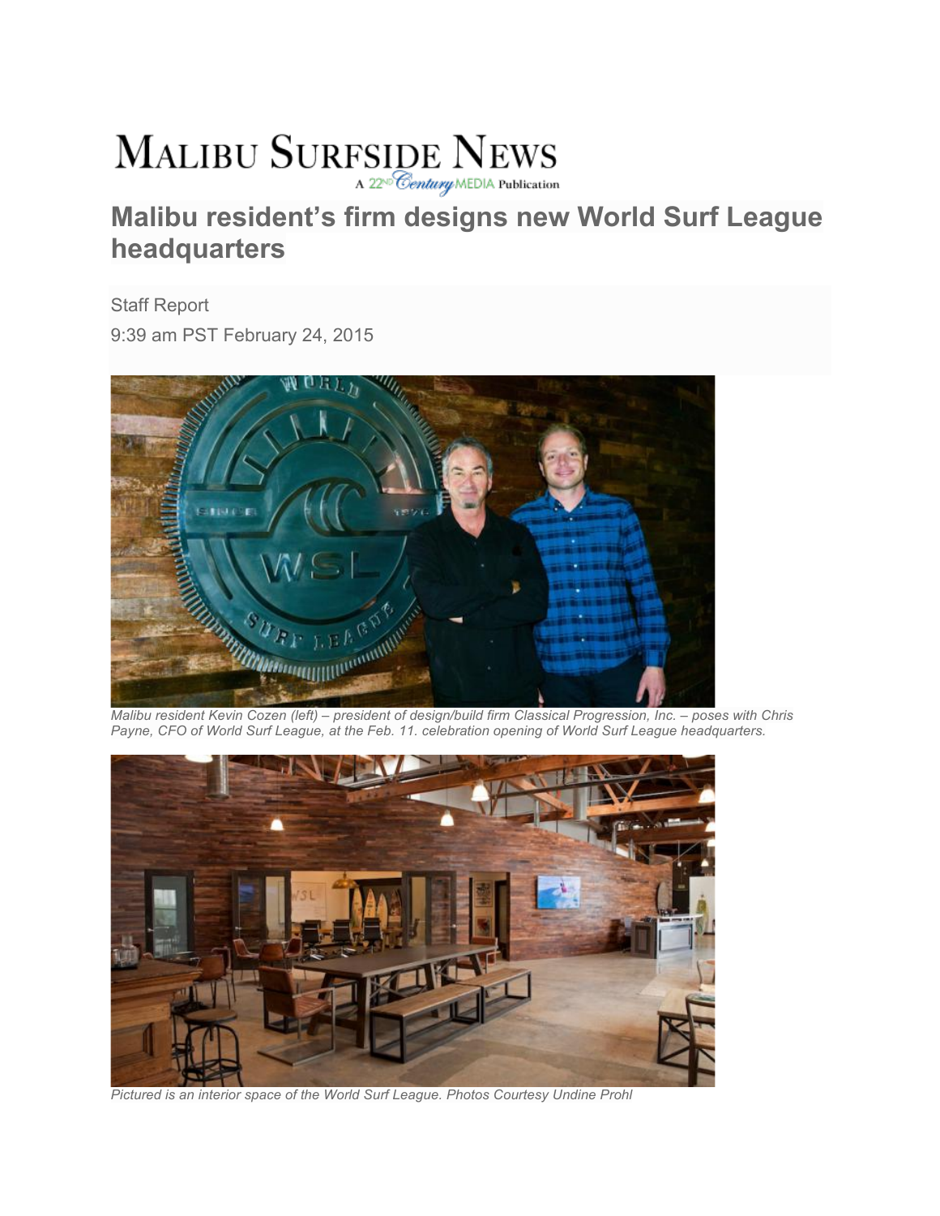MALIBU SURFSIDE NEWS

A 22nd Century MEDIA Publication

# Malibu resident's firm designs new World Surf League headquarters

Staff Report

9:39 am PST February 24, 2015

*Malibu resident Kevin Cozen (left) – president of design/build firm Classical Progression, Inc. – poses with Chris Payne, CFO of World Surf League, at the Feb. 11. celebration opening of World Surf League headquarters.*

*Pictured is an interior space of the World Surf League. Photos Courtesy Undine Prohl*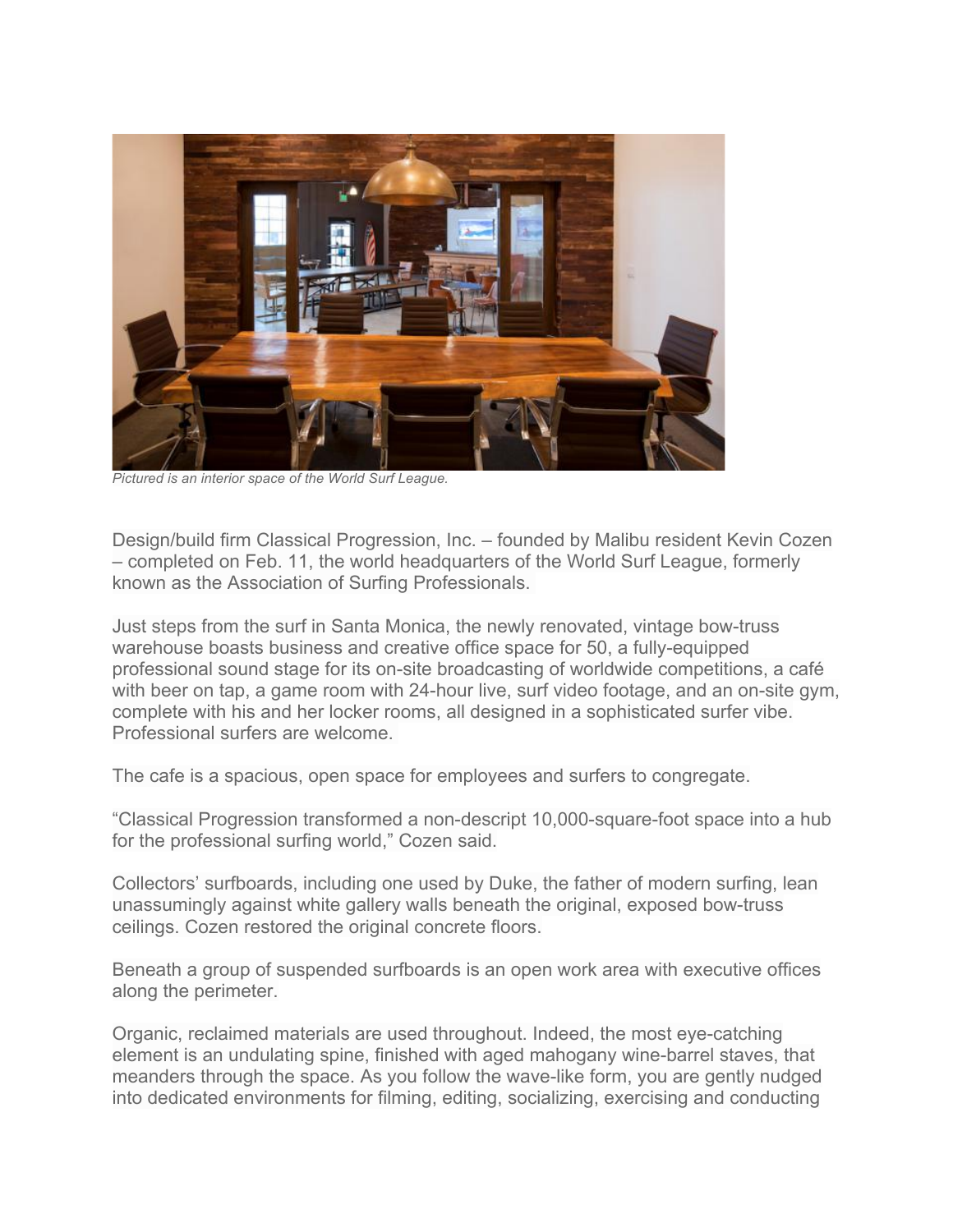*Pictured is an interior space of the World Surf League.*

Design/build firm Classical Progression, Inc. – founded by Malibu resident Kevin Cozen – completed on Feb. 11, the world headquarters of the World Surf League, formerly known as the Association of Surfing Professionals.

Just steps from the surf in Santa Monica, the newly renovated, vintage bow-truss warehouse boasts business and creative office space for 50, a fully-equipped professional sound stage for its on-site broadcasting of worldwide competitions, a café with beer on tap, a game room with 24-hour live, surf video footage, and an on-site gym, complete with his and her locker rooms, all designed in a sophisticated surfer vibe. Professional surfers are welcome.

The cafe is a spacious, open space for employees and surfers to congregate.

"Classical Progression transformed a non-descript 10,000-square-foot space into a hub for the professional surfing world," Cozen said.

Collectors' surfboards, including one used by Duke, the father of modern surfing, lean unassumingly against white gallery walls beneath the original, exposed bow-truss ceilings. Cozen restored the original concrete floors.

Beneath a group of suspended surfboards is an open work area with executive offices along the perimeter.

Organic, reclaimed materials are used throughout. Indeed, the most eye-catching element is an undulating spine, finished with aged mahogany wine-barrel staves, that meanders through the space. As you follow the wave-like form, you are gently nudged into dedicated environments for filming, editing, socializing, exercising and conducting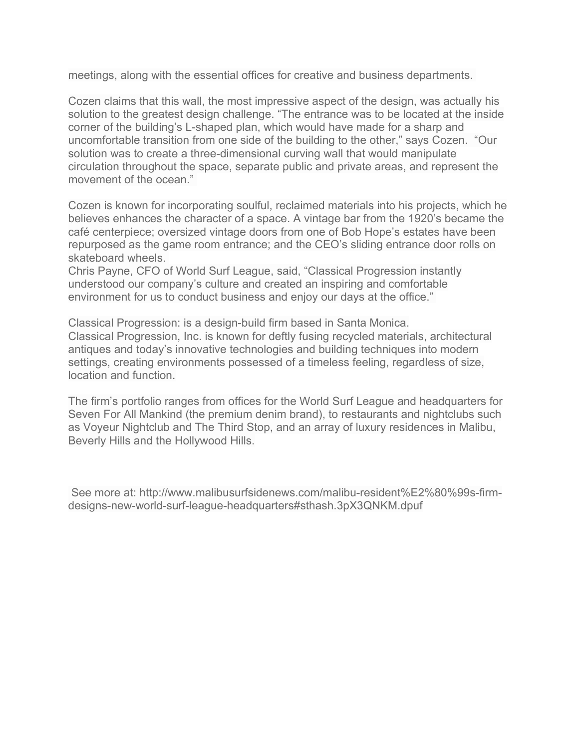meetings, along with the essential offices for creative and business departments.

Cozen claims that this wall, the most impressive aspect of the design, was actually his solution to the greatest design challenge. “The entrance was to be located at the inside corner of the building’s L-shaped plan, which would have made for a sharp and uncomfortable transition from one side of the building to the other,” says Cozen. “Our solution was to create a three-dimensional curving wall that would manipulate circulation throughout the space, separate public and private areas, and represent the movement of the ocean.”

Cozen is known for incorporating soulful, reclaimed materials into his projects, which he believes enhances the character of a space. A vintage bar from the 1920’s became the café centerpiece; oversized vintage doors from one of Bob Hope’s estates have been repurposed as the game room entrance; and the CEO’s sliding entrance door rolls on skateboard wheels.

Chris Payne, CFO of World Surf League, said, “Classical Progression instantly understood our company’s culture and created an inspiring and comfortable environment for us to conduct business and enjoy our days at the office.”

Classical Progression: is a design-build firm based in Santa Monica.
Classical Progression, Inc. is known for deftly fusing recycled materials, architectural antiques and today’s innovative technologies and building techniques into modern settings, creating environments possessed of a timeless feeling, regardless of size, location and function.

The firm’s portfolio ranges from offices for the World Surf League and headquarters for Seven For All Mankind (the premium denim brand), to restaurants and nightclubs such as Voyeur Nightclub and The Third Stop, and an array of luxury residences in Malibu, Beverly Hills and the Hollywood Hills.

See more at: http://www.malibusurfsidenews.com/malibu-resident%E2%80%99s-firm-designs-new-world-surf-league-headquarters#sthash.3pX3QNKM.dpuf